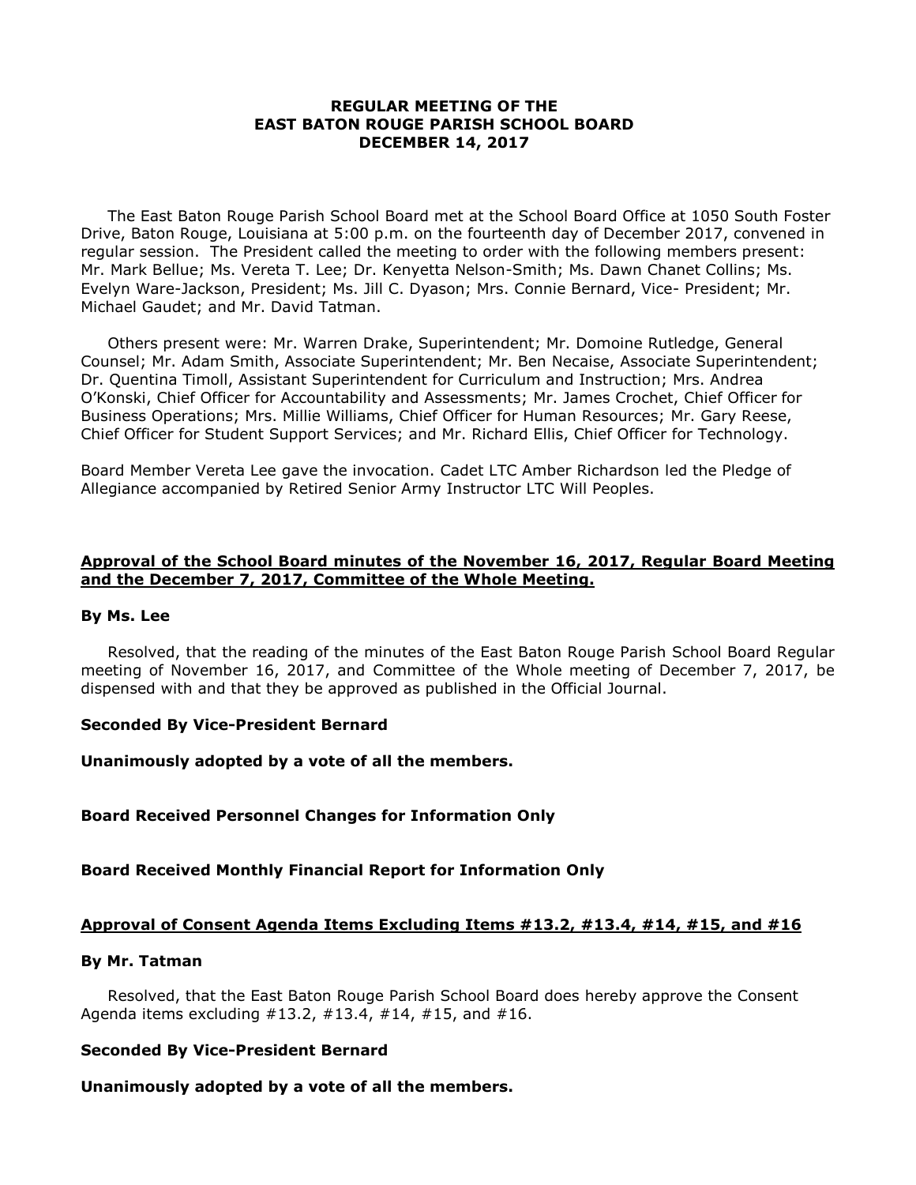**REGULAR MEETING OF THE**
**EAST BATON ROUGE PARISH SCHOOL BOARD**
**DECEMBER 14, 2017**

The East Baton Rouge Parish School Board met at the School Board Office at 1050 South Foster Drive, Baton Rouge, Louisiana at 5:00 p.m. on the fourteenth day of December 2017, convened in regular session. The President called the meeting to order with the following members present: Mr. Mark Bellue; Ms. Vereta T. Lee; Dr. Kenyetta Nelson-Smith; Ms. Dawn Chanet Collins; Ms. Evelyn Ware-Jackson, President; Ms. Jill C. Dyason; Mrs. Connie Bernard, Vice- President; Mr. Michael Gaudet; and Mr. David Tatman.

Others present were: Mr. Warren Drake, Superintendent; Mr. Domoine Rutledge, General Counsel; Mr. Adam Smith, Associate Superintendent; Mr. Ben Necaise, Associate Superintendent; Dr. Quentina Timoll, Assistant Superintendent for Curriculum and Instruction; Mrs. Andrea O'Konski, Chief Officer for Accountability and Assessments; Mr. James Crochet, Chief Officer for Business Operations; Mrs. Millie Williams, Chief Officer for Human Resources; Mr. Gary Reese, Chief Officer for Student Support Services; and Mr. Richard Ellis, Chief Officer for Technology.

Board Member Vereta Lee gave the invocation. Cadet LTC Amber Richardson led the Pledge of Allegiance accompanied by Retired Senior Army Instructor LTC Will Peoples.

**Approval of the School Board minutes of the November 16, 2017, Regular Board Meeting and the December 7, 2017, Committee of the Whole Meeting.**

**By Ms. Lee**

Resolved, that the reading of the minutes of the East Baton Rouge Parish School Board Regular meeting of November 16, 2017, and Committee of the Whole meeting of December 7, 2017, be dispensed with and that they be approved as published in the Official Journal.

**Seconded By Vice-President Bernard**

**Unanimously adopted by a vote of all the members.**

**Board Received Personnel Changes for Information Only**

**Board Received Monthly Financial Report for Information Only**

**Approval of Consent Agenda Items Excluding Items #13.2, #13.4, #14, #15, and #16**

**By Mr. Tatman**

Resolved, that the East Baton Rouge Parish School Board does hereby approve the Consent Agenda items excluding #13.2, #13.4, #14, #15, and #16.

**Seconded By Vice-President Bernard**

**Unanimously adopted by a vote of all the members.**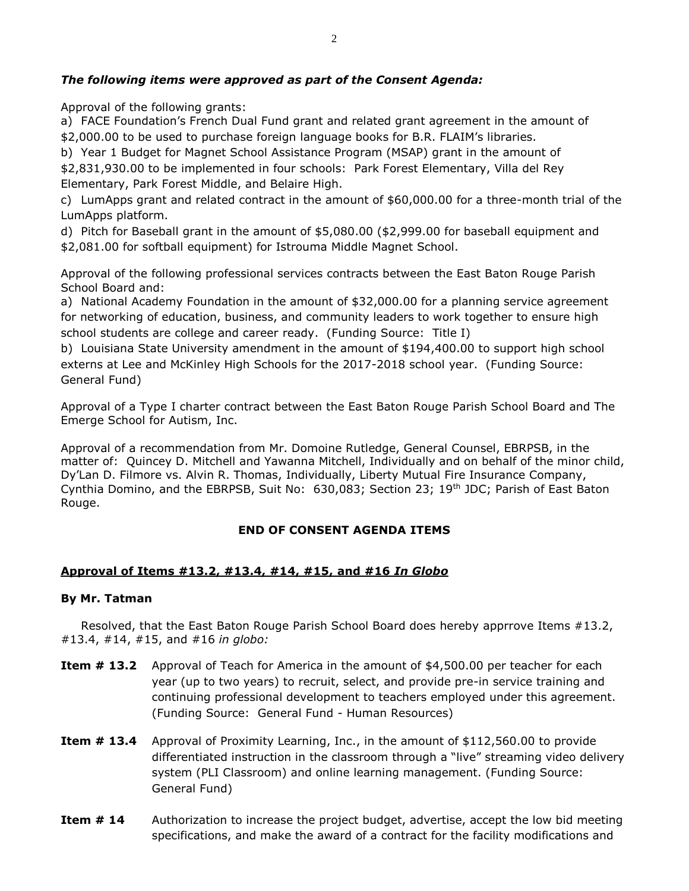***The following items were approved as part of the Consent Agenda:***

Approval of the following grants:

a) FACE Foundation's French Dual Fund grant and related grant agreement in the amount of $2,000.00 to be used to purchase foreign language books for B.R. FLAIM's libraries.

b) Year 1 Budget for Magnet School Assistance Program (MSAP) grant in the amount of $2,831,930.00 to be implemented in four schools: Park Forest Elementary, Villa del Rey Elementary, Park Forest Middle, and Belaire High.

c) LumApps grant and related contract in the amount of $60,000.00 for a three-month trial of the LumApps platform.

d) Pitch for Baseball grant in the amount of $5,080.00 ($2,999.00 for baseball equipment and $2,081.00 for softball equipment) for Istrouma Middle Magnet School.

Approval of the following professional services contracts between the East Baton Rouge Parish School Board and:

a) National Academy Foundation in the amount of $32,000.00 for a planning service agreement for networking of education, business, and community leaders to work together to ensure high school students are college and career ready. (Funding Source: Title I)

b) Louisiana State University amendment in the amount of $194,400.00 to support high school externs at Lee and McKinley High Schools for the 2017-2018 school year. (Funding Source: General Fund)

Approval of a Type I charter contract between the East Baton Rouge Parish School Board and The Emerge School for Autism, Inc.

Approval of a recommendation from Mr. Domoine Rutledge, General Counsel, EBRPSB, in the matter of: Quincey D. Mitchell and Yawanna Mitchell, Individually and on behalf of the minor child, Dy'Lan D. Filmore vs. Alvin R. Thomas, Individually, Liberty Mutual Fire Insurance Company, Cynthia Domino, and the EBRPSB, Suit No: 630,083; Section 23; 19th JDC; Parish of East Baton Rouge.

**END OF CONSENT AGENDA ITEMS**

**Approval of Items #13.2, #13.4, #14, #15, and #16 *In Globo***

**By Mr. Tatman**

Resolved, that the East Baton Rouge Parish School Board does hereby apprrove Items #13.2, #13.4, #14, #15, and #16 *in globo:*

**Item # 13.2** Approval of Teach for America in the amount of $4,500.00 per teacher for each year (up to two years) to recruit, select, and provide pre-in service training and continuing professional development to teachers employed under this agreement. (Funding Source: General Fund - Human Resources)

**Item # 13.4** Approval of Proximity Learning, Inc., in the amount of $112,560.00 to provide differentiated instruction in the classroom through a "live" streaming video delivery system (PLI Classroom) and online learning management. (Funding Source: General Fund)

**Item # 14** Authorization to increase the project budget, advertise, accept the low bid meeting specifications, and make the award of a contract for the facility modifications and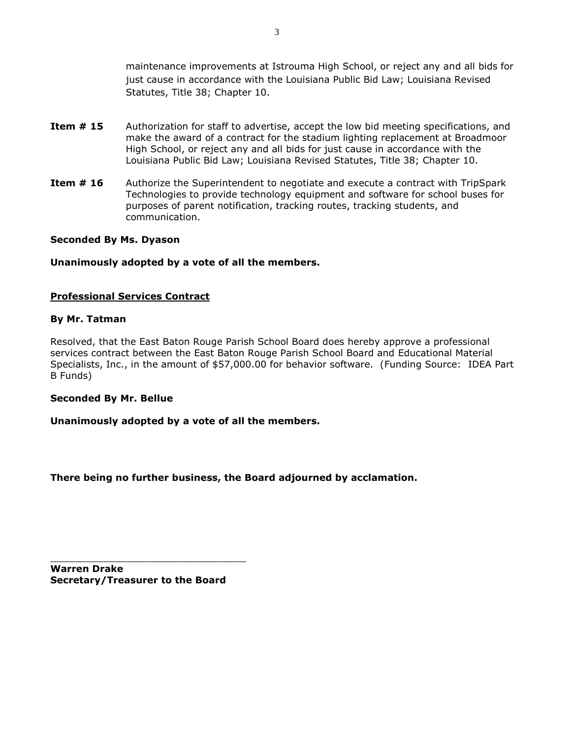maintenance improvements at Istrouma High School, or reject any and all bids for just cause in accordance with the Louisiana Public Bid Law; Louisiana Revised Statutes, Title 38; Chapter 10.

**Item # 15** Authorization for staff to advertise, accept the low bid meeting specifications, and make the award of a contract for the stadium lighting replacement at Broadmoor High School, or reject any and all bids for just cause in accordance with the Louisiana Public Bid Law; Louisiana Revised Statutes, Title 38; Chapter 10.

**Item # 16** Authorize the Superintendent to negotiate and execute a contract with TripSpark Technologies to provide technology equipment and software for school buses for purposes of parent notification, tracking routes, tracking students, and communication.

**Seconded By Ms. Dyason**

**Unanimously adopted by a vote of all the members.**

**<u>Professional Services Contract</u>**

**By Mr. Tatman**

Resolved, that the East Baton Rouge Parish School Board does hereby approve a professional services contract between the East Baton Rouge Parish School Board and Educational Material Specialists, Inc., in the amount of $57,000.00 for behavior software. (Funding Source: IDEA Part B Funds)

**Seconded By Mr. Bellue**

**Unanimously adopted by a vote of all the members.**

**There being no further business, the Board adjourned by acclamation.**

\_\_\_\_\_\_\_\_\_\_\_\_\_\_\_\_\_\_\_\_\_\_\_\_\_\_\_\_\_\_\_\_\_\_

**Warren Drake**
**Secretary/Treasurer to the Board**